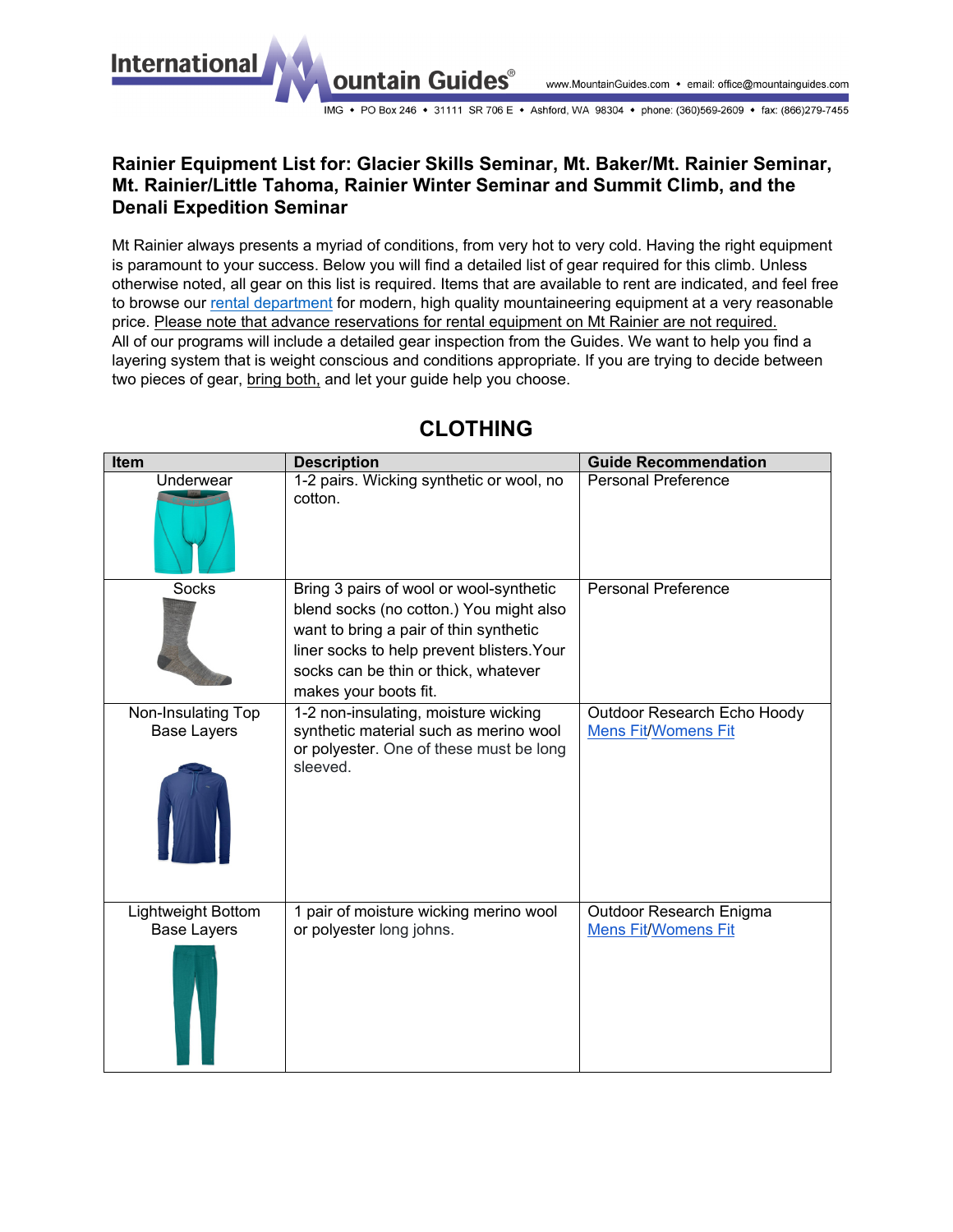International Mountain Guides®

www.MountainGuides.com • email: office@mountainguides.com

IMG • PO Box 246 • 31111 SR 706 E • Ashford, WA 98304 • phone: (360)569-2609 • fax: (866)279-7455

## Rainier Equipment List for: Glacier Skills Seminar, Mt. Baker/Mt. Rainier Seminar, Mt. Rainier/Little Tahoma, Rainier Winter Seminar and Summit Climb, and the Denali Expedition Seminar

Mt Rainier always presents a myriad of conditions, from very hot to very cold. Having the right equipment is paramount to your success. Below you will find a detailed list of gear required for this climb. Unless otherwise noted, all gear on this list is required. Items that are available to rent are indicated, and feel free to browse our rental department for modern, high quality mountaineering equipment at a very reasonable price. Please note that advance reservations for rental equipment on Mt Rainier are not required. All of our programs will include a detailed gear inspection from the Guides. We want to help you find a layering system that is weight conscious and conditions appropriate. If you are trying to decide between two pieces of gear, bring both, and let your guide help you choose.

# CLOTHING

| Item | Description | Guide Recommendation |
|---|---|---|
| Underwear | 1-2 pairs. Wicking synthetic or wool, no cotton. | Personal Preference |
| Socks | Bring 3 pairs of wool or wool-synthetic blend socks (no cotton.) You might also want to bring a pair of thin synthetic liner socks to help prevent blisters. Your socks can be thin or thick, whatever makes your boots fit. | Personal Preference |
| Non-Insulating Top Base Layers | 1-2 non-insulating, moisture wicking synthetic material such as merino wool or polyester. One of these must be long sleeved. | Outdoor Research Echo Hoody Mens Fit/Womens Fit |
| Lightweight Bottom Base Layers | 1 pair of moisture wicking merino wool or polyester long johns. | Outdoor Research Enigma Mens Fit/Womens Fit |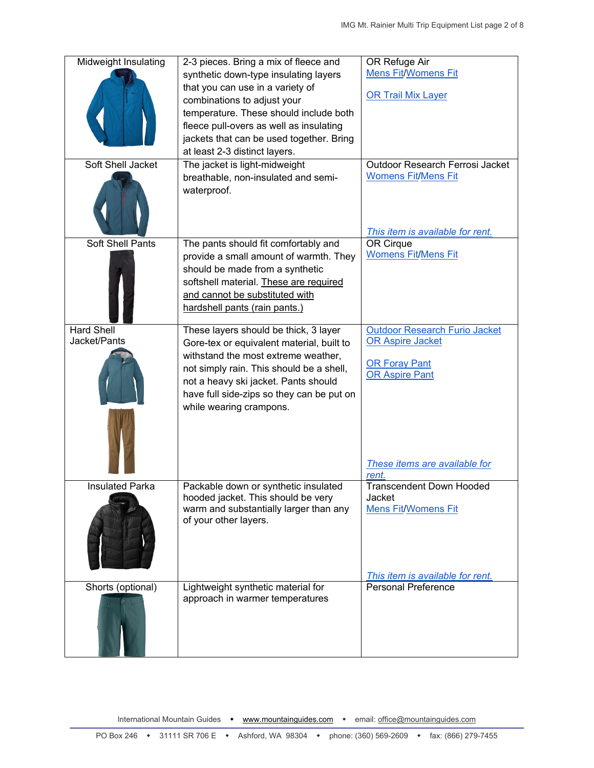| | | |
|---|---|---|
| Midweight Insulating | 2-3 pieces. Bring a mix of fleece and synthetic down-type insulating layers that you can use in a variety of combinations to adjust your temperature. These should include both fleece pull-overs as well as insulating jackets that can be used together. Bring at least 2-3 distinct layers. | OR Refuge Air<br>Mens Fit/Womens Fit<br><br>OR Trail Mix Layer |
| Soft Shell Jacket | The jacket is light-midweight breathable, non-insulated and semi-waterproof. | Outdoor Research Ferrosi Jacket<br>Womens Fit/Mens Fit<br><br>*This item is available for rent.* |
| Soft Shell Pants | The pants should fit comfortably and provide a small amount of warmth. They should be made from a synthetic softshell material. These are required and cannot be substituted with hardshell pants (rain pants.) | OR Cirque<br>Womens Fit/Mens Fit |
| Hard Shell Jacket/Pants | These layers should be thick, 3 layer Gore-tex or equivalent material, built to withstand the most extreme weather, not simply rain. This should be a shell, not a heavy ski jacket. Pants should have full side-zips so they can be put on while wearing crampons. | Outdoor Research Furio Jacket<br>OR Aspire Jacket<br><br>OR Foray Pant<br>OR Aspire Pant<br><br>*These items are available for rent.* |
| Insulated Parka | Packable down or synthetic insulated hooded jacket. This should be very warm and substantially larger than any of your other layers. | Transcendent Down Hooded Jacket<br>Mens Fit/Womens Fit<br><br>*This item is available for rent.* |
| Shorts (optional) | Lightweight synthetic material for approach in warmer temperatures | Personal Preference |

International Mountain Guides • www.mountainguides.com • email: office@mountainguides.com

PO Box 246 • 31111 SR 706 E • Ashford, WA 98304 • phone: (360) 569-2609 • fax: (866) 279-7455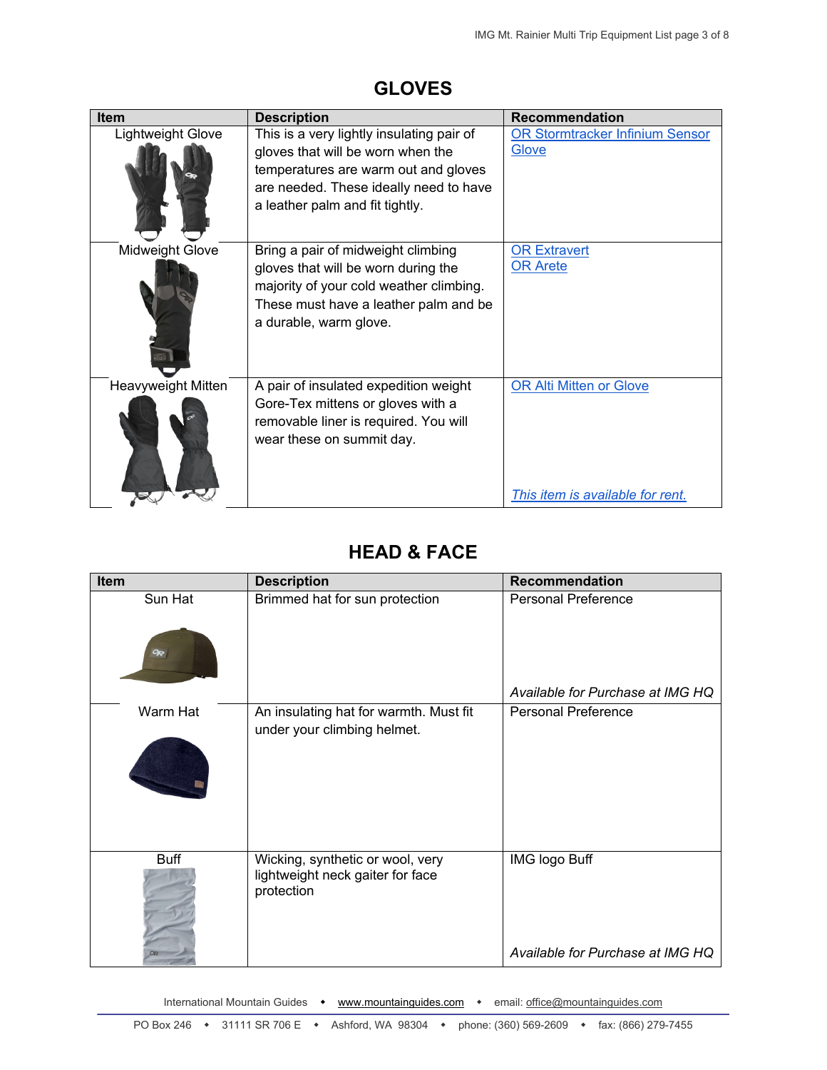## GLOVES

| Item | Description | Recommendation |
|---|---|---|
| Lightweight Glove | This is a very lightly insulating pair of gloves that will be worn when the temperatures are warm out and gloves are needed. These ideally need to have a leather palm and fit tightly. | OR Stormtracker Infinium Sensor Glove |
| Midweight Glove | Bring a pair of midweight climbing gloves that will be worn during the majority of your cold weather climbing. These must have a leather palm and be a durable, warm glove. | OR Extravert<br>OR Arete |
| Heavyweight Mitten | A pair of insulated expedition weight Gore-Tex mittens or gloves with a removable liner is required. You will wear these on summit day. | OR Alti Mitten or Glove<br>*This item is available for rent.* |

## HEAD & FACE

| Item | Description | Recommendation |
|---|---|---|
| Sun Hat | Brimmed hat for sun protection | Personal Preference<br>*Available for Purchase at IMG HQ* |
| Warm Hat | An insulating hat for warmth. Must fit under your climbing helmet. | Personal Preference |
| Buff | Wicking, synthetic or wool, very lightweight neck gaiter for face protection | IMG logo Buff<br>*Available for Purchase at IMG HQ* |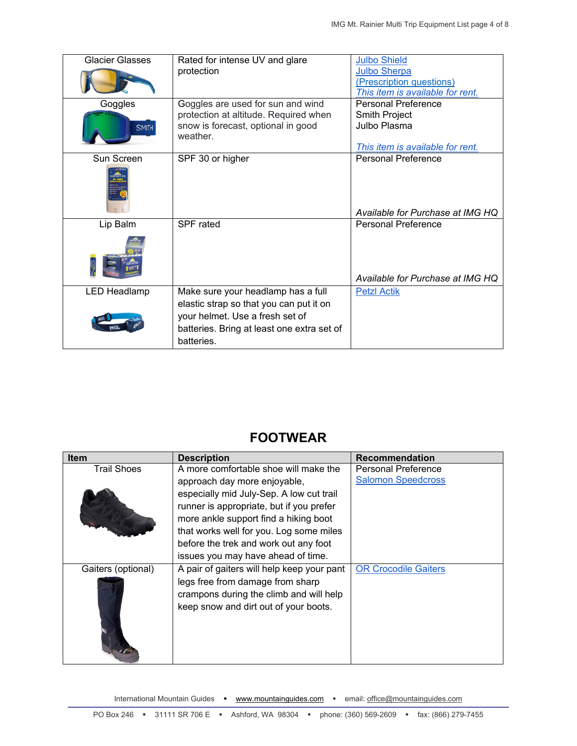| | | |
|---|---|---|
| Glacier Glasses | Rated for intense UV and glare protection | Julbo Shield<br>Julbo Sherpa<br>(Prescription questions)<br>*This item is available for rent.* |
| Goggles | Goggles are used for sun and wind protection at altitude. Required when snow is forecast, optional in good weather. | Personal Preference<br>Smith Project<br>Julbo Plasma<br><br>*This item is available for rent.* |
| Sun Screen | SPF 30 or higher | Personal Preference<br><br>*Available for Purchase at IMG HQ* |
| Lip Balm | SPF rated | Personal Preference<br><br>*Available for Purchase at IMG HQ* |
| LED Headlamp | Make sure your headlamp has a full elastic strap so that you can put it on your helmet. Use a fresh set of batteries. Bring at least one extra set of batteries. | Petzl Actik |

## FOOTWEAR

| Item | Description | Recommendation |
|---|---|---|
| Trail Shoes | A more comfortable shoe will make the approach day more enjoyable, especially mid July-Sep. A low cut trail runner is appropriate, but if you prefer more ankle support find a hiking boot that works well for you. Log some miles before the trek and work out any foot issues you may have ahead of time. | Personal Preference<br>Salomon Speedcross |
| Gaiters (optional) | A pair of gaiters will help keep your pant legs free from damage from sharp crampons during the climb and will help keep snow and dirt out of your boots. | OR Crocodile Gaiters |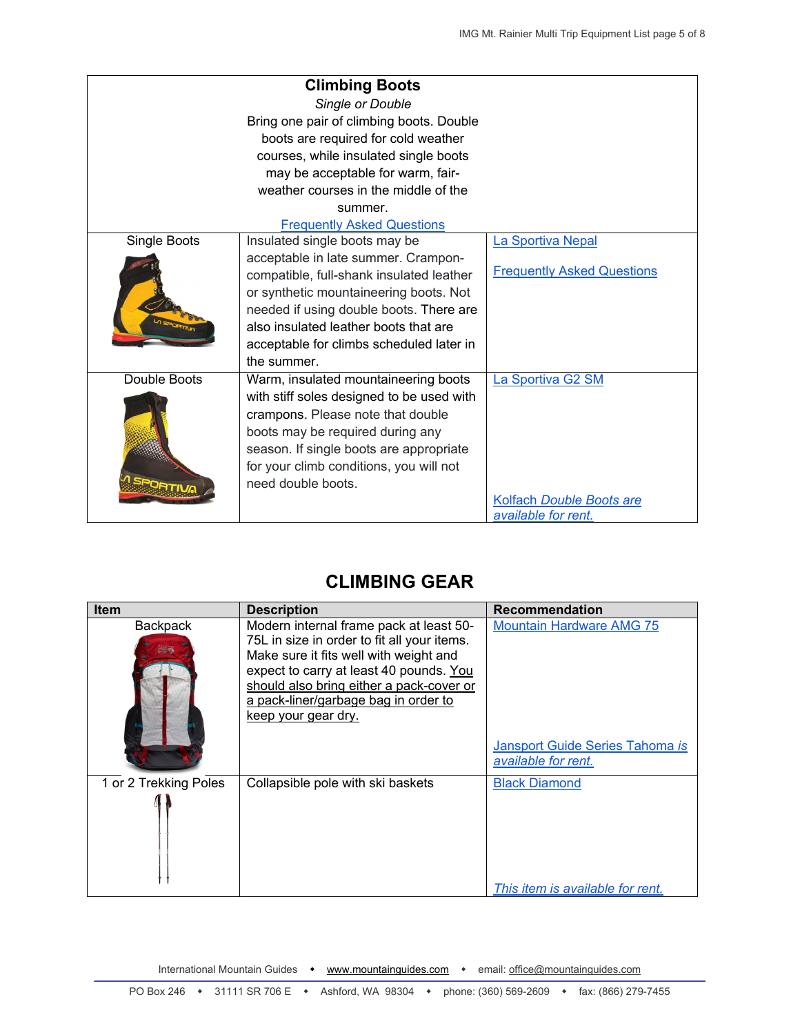| **Climbing Boots**<br>*Single or Double*<br>Bring one pair of climbing boots. Double boots are required for cold weather courses, while insulated single boots may be acceptable for warm, fair-weather courses in the middle of the summer.<br>Frequently Asked Questions | | |
|---|---|---|
| Single Boots | Insulated single boots may be acceptable in late summer. Crampon-compatible, full-shank insulated leather or synthetic mountaineering boots. Not needed if using double boots. There are also insulated leather boots that are acceptable for climbs scheduled later in the summer. | La Sportiva Nepal<br><br>Frequently Asked Questions |
| Double Boots | Warm, insulated mountaineering boots with stiff soles designed to be used with crampons. Please note that double boots may be required during any season. If single boots are appropriate for your climb conditions, you will not need double boots. | La Sportiva G2 SM<br><br>Kolfach *Double Boots are available for rent.* |

## CLIMBING GEAR

| Item | Description | Recommendation |
|---|---|---|
| Backpack | Modern internal frame pack at least 50-75L in size in order to fit all your items. Make sure it fits well with weight and expect to carry at least 40 pounds. You should also bring either a pack-cover or a pack-liner/garbage bag in order to keep your gear dry. | Mountain Hardware AMG 75<br><br>Jansport Guide Series Tahoma *is available for rent.* |
| 1 or 2 Trekking Poles | Collapsible pole with ski baskets | Black Diamond<br><br>*This item is available for rent.* |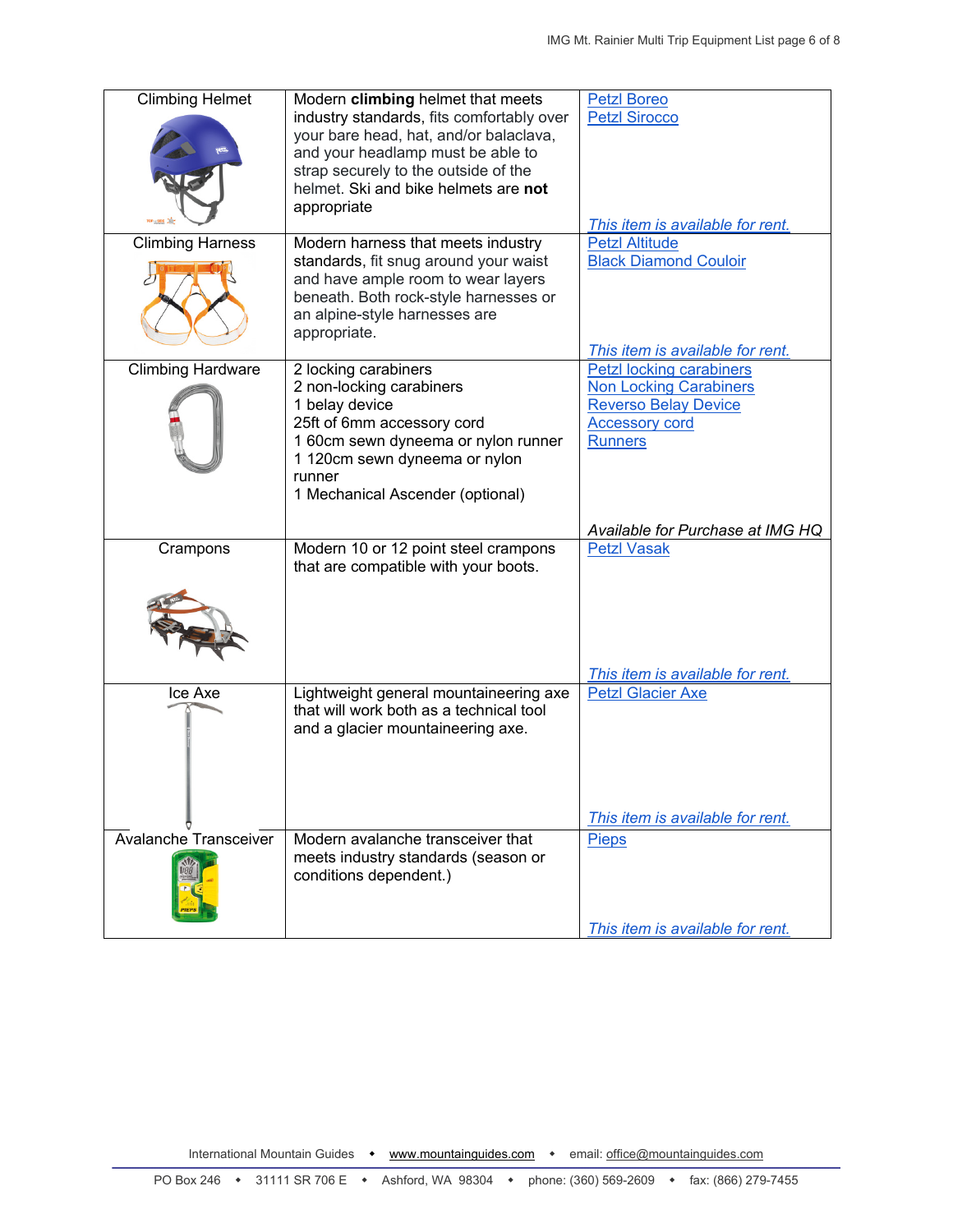| | | |
|---|---|---|
| Climbing Helmet | Modern **climbing** helmet that meets industry standards, fits comfortably over your bare head, hat, and/or balaclava, and your headlamp must be able to strap securely to the outside of the helmet. Ski and bike helmets are **not** appropriate | Petzl Boreo<br>Petzl Sirocco<br><br>*This item is available for rent.* |
| Climbing Harness | Modern harness that meets industry standards, fit snug around your waist and have ample room to wear layers beneath. Both rock-style harnesses or an alpine-style harnesses are appropriate. | Petzl Altitude<br>Black Diamond Couloir<br><br>*This item is available for rent.* |
| Climbing Hardware | 2 locking carabiners<br>2 non-locking carabiners<br>1 belay device<br>25ft of 6mm accessory cord<br>1 60cm sewn dyneema or nylon runner<br>1 120cm sewn dyneema or nylon runner<br>1 Mechanical Ascender (optional) | Petzl locking carabiners<br>Non Locking Carabiners<br>Reverso Belay Device<br>Accessory cord<br>Runners<br><br>*Available for Purchase at IMG HQ* |
| Crampons | Modern 10 or 12 point steel crampons that are compatible with your boots. | Petzl Vasak<br><br>*This item is available for rent.* |
| Ice Axe | Lightweight general mountaineering axe that will work both as a technical tool and a glacier mountaineering axe. | Petzl Glacier Axe<br><br>*This item is available for rent.* |
| Avalanche Transceiver | Modern avalanche transceiver that meets industry standards (season or conditions dependent.) | Pieps<br><br>*This item is available for rent.* |

International Mountain Guides • www.mountainguides.com • email: office@mountainguides.com

PO Box 246 • 31111 SR 706 E • Ashford, WA 98304 • phone: (360) 569-2609 • fax: (866) 279-7455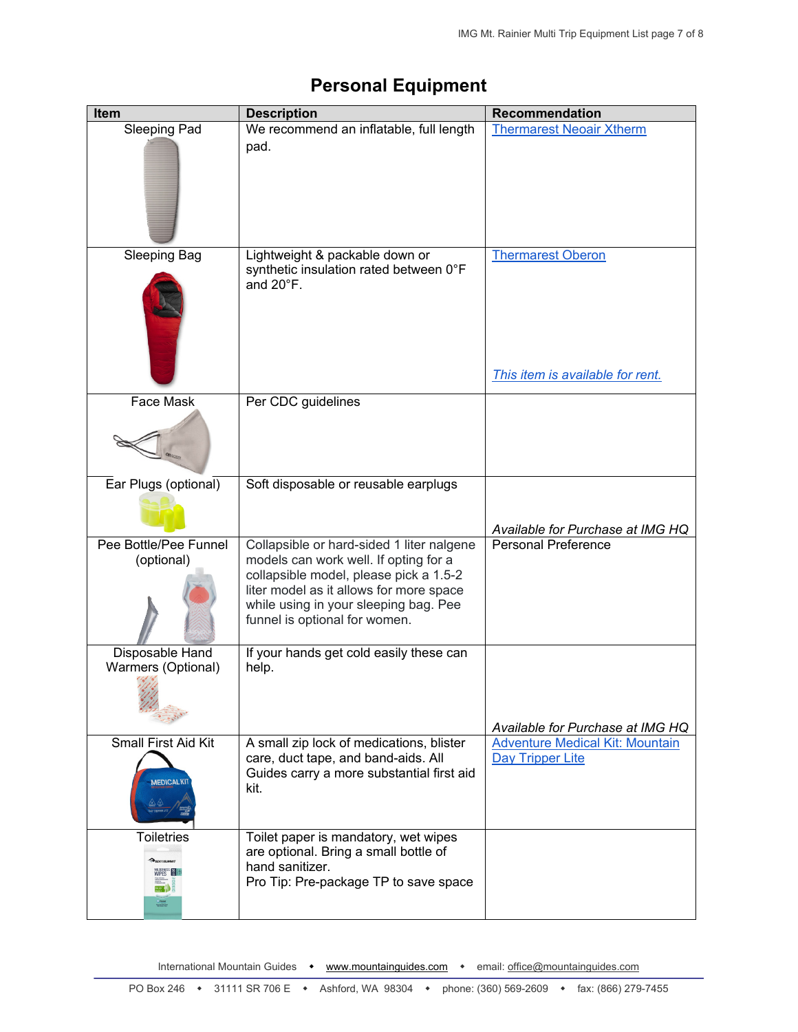# Personal Equipment

| Item | Description | Recommendation |
|---|---|---|
| Sleeping Pad | We recommend an inflatable, full length pad. | Thermarest Neoair Xtherm |
| Sleeping Bag | Lightweight & packable down or synthetic insulation rated between 0°F and 20°F. | Thermarest Oberon<br><br>*This item is available for rent.* |
| Face Mask | Per CDC guidelines | |
| Ear Plugs (optional) | Soft disposable or reusable earplugs | *Available for Purchase at IMG HQ* |
| Pee Bottle/Pee Funnel (optional) | Collapsible or hard-sided 1 liter nalgene models can work well. If opting for a collapsible model, please pick a 1.5-2 liter model as it allows for more space while using in your sleeping bag. Pee funnel is optional for women. | Personal Preference |
| Disposable Hand Warmers (Optional) | If your hands get cold easily these can help. | *Available for Purchase at IMG HQ* |
| Small First Aid Kit | A small zip lock of medications, blister care, duct tape, and band-aids. All Guides carry a more substantial first aid kit. | Adventure Medical Kit: Mountain Day Tripper Lite |
| Toiletries | Toilet paper is mandatory, wet wipes are optional. Bring a small bottle of hand sanitizer.<br>Pro Tip: Pre-package TP to save space | |

International Mountain Guides • www.mountainguides.com • email: office@mountainguides.com

PO Box 246 • 31111 SR 706 E • Ashford, WA 98304 • phone: (360) 569-2609 • fax: (866) 279-7455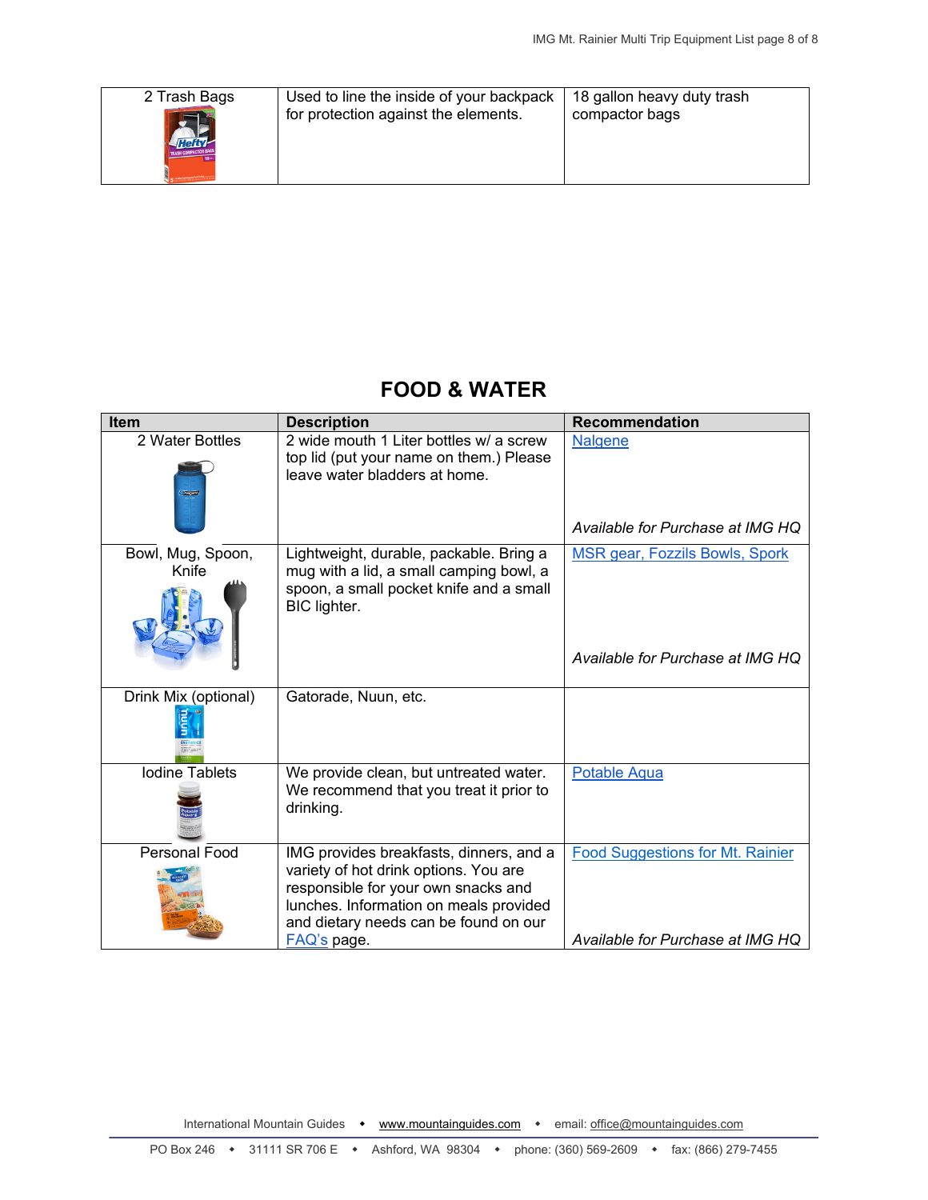| | | |
|---|---|---|
| 2 Trash Bags | Used to line the inside of your backpack for protection against the elements. | 18 gallon heavy duty trash compactor bags |

## FOOD & WATER

| Item | Description | Recommendation |
|---|---|---|
| 2 Water Bottles | 2 wide mouth 1 Liter bottles w/ a screw top lid (put your name on them.) Please leave water bladders at home. | Nalgene *Available for Purchase at IMG HQ* |
| Bowl, Mug, Spoon, Knife | Lightweight, durable, packable. Bring a mug with a lid, a small camping bowl, a spoon, a small pocket knife and a small BIC lighter. | MSR gear, Fozzils Bowls, Spork *Available for Purchase at IMG HQ* |
| Drink Mix (optional) | Gatorade, Nuun, etc. | |
| Iodine Tablets | We provide clean, but untreated water. We recommend that you treat it prior to drinking. | Potable Aqua |
| Personal Food | IMG provides breakfasts, dinners, and a variety of hot drink options. You are responsible for your own snacks and lunches. Information on meals provided and dietary needs can be found on our FAQ's page. | Food Suggestions for Mt. Rainier *Available for Purchase at IMG HQ* |

International Mountain Guides ◆ www.mountainguides.com ◆ email: office@mountainguides.com

PO Box 246 ◆ 31111 SR 706 E ◆ Ashford, WA 98304 ◆ phone: (360) 569-2609 ◆ fax: (866) 279-7455